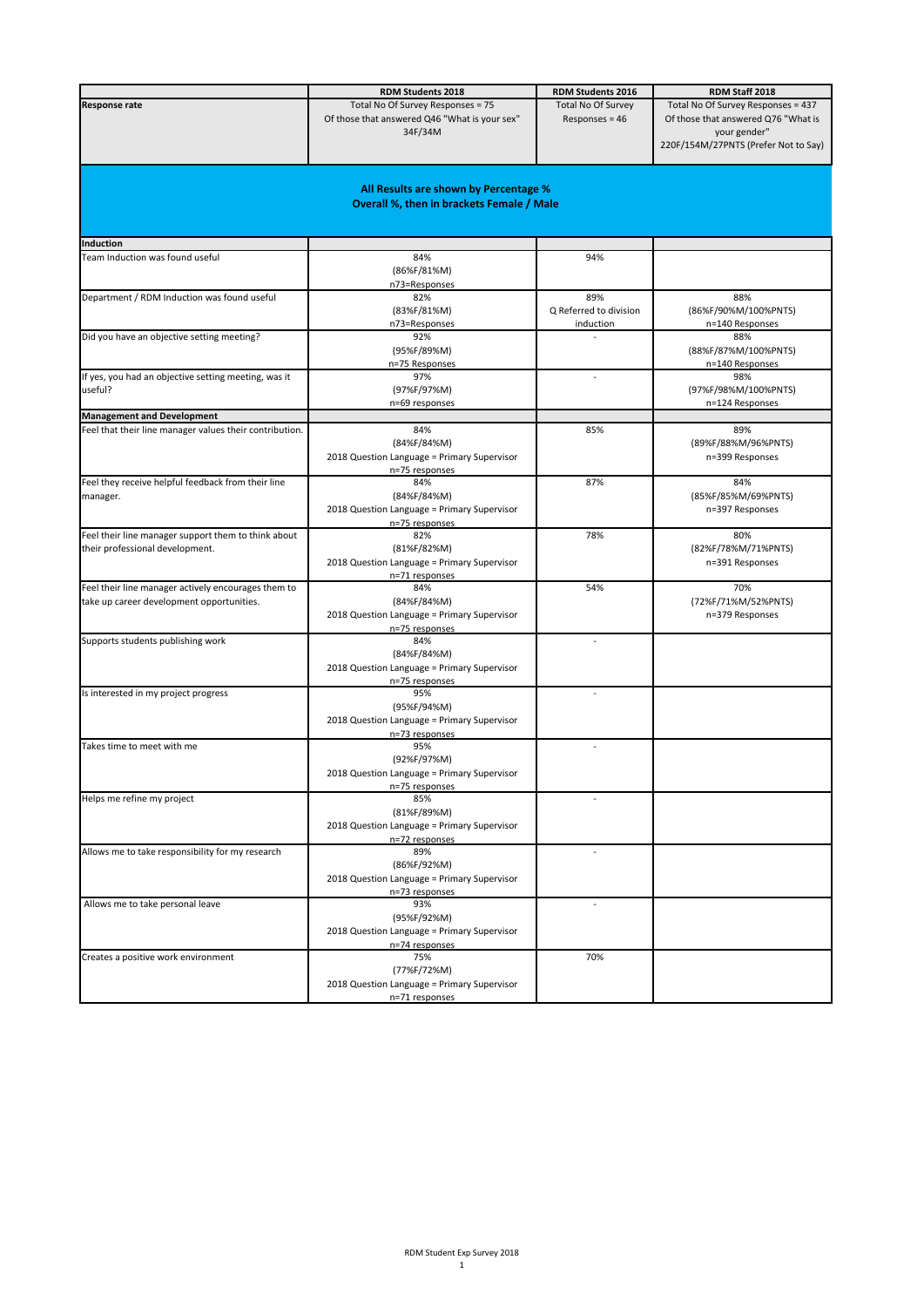| | RDM Students 2018 | RDM Students 2016 | RDM Staff 2018 |
|---|---|---|---|
| **Response rate** | Total No Of Survey Responses = 75<br>Of those that answered Q46 "What is your sex" 34F/34M | Total No Of Survey Responses = 46 | Total No Of Survey Responses = 437<br>Of those that answered Q76 "What is your gender" 220F/154M/27PNTS (Prefer Not to Say) |
| **All Results are shown by Percentage %<br>Overall %, then in brackets Female / Male** | | | |
| **Induction** | | | |
| Team Induction was found useful | 84%<br>(86%F/81%M)<br>n73=Responses | 94% | |
| Department / RDM Induction was found useful | 82%<br>(83%F/81%M)<br>n73=Responses | 89%<br>Q Referred to division induction | 88%<br>(86%F/90%M/100%PNTS)<br>n=140 Responses |
| Did you have an objective setting meeting? | 92%<br>(95%F/89%M)<br>n=75 Responses | - | 88%<br>(88%F/87%M/100%PNTS)<br>n=140 Responses |
| If yes, you had an objective setting meeting, was it useful? | 97%<br>(97%F/97%M)<br>n=69 responses | - | 98%<br>(97%F/98%M/100%PNTS)<br>n=124 Responses |
| **Management and Development** | | | |
| Feel that their line manager values their contribution. | 84%<br>(84%F/84%M)<br>2018 Question Language = Primary Supervisor<br>n=75 responses | 85% | 89%<br>(89%F/88%M/96%PNTS)<br>n=399 Responses |
| Feel they receive helpful feedback from their line manager. | 84%<br>(84%F/84%M)<br>2018 Question Language = Primary Supervisor<br>n=75 responses | 87% | 84%<br>(85%F/85%M/69%PNTS)<br>n=397 Responses |
| Feel their line manager support them to think about their professional development. | 82%<br>(81%F/82%M)<br>2018 Question Language = Primary Supervisor<br>n=71 responses | 78% | 80%<br>(82%F/78%M/71%PNTS)<br>n=391 Responses |
| Feel their line manager actively encourages them to take up career development opportunities. | 84%<br>(84%F/84%M)<br>2018 Question Language = Primary Supervisor<br>n=75 responses | 54% | 70%<br>(72%F/71%M/52%PNTS)<br>n=379 Responses |
| Supports students publishing work | 84%<br>(84%F/84%M)<br>2018 Question Language = Primary Supervisor<br>n=75 responses | - | |
| Is interested in my project progress | 95%<br>(95%F/94%M)<br>2018 Question Language = Primary Supervisor<br>n=73 responses | - | |
| Takes time to meet with me | 95%<br>(92%F/97%M)<br>2018 Question Language = Primary Supervisor<br>n=75 responses | - | |
| Helps me refine my project | 85%<br>(81%F/89%M)<br>2018 Question Language = Primary Supervisor<br>n=72 responses | - | |
| Allows me to take responsibility for my research | 89%<br>(86%F/92%M)<br>2018 Question Language = Primary Supervisor<br>n=73 responses | - | |
| Allows me to take personal leave | 93%<br>(95%F/92%M)<br>2018 Question Language = Primary Supervisor<br>n=74 responses | - | |
| Creates a positive work environment | 75%<br>(77%F/72%M)<br>2018 Question Language = Primary Supervisor<br>n=71 responses | 70% | |

RDM Student Exp Survey 2018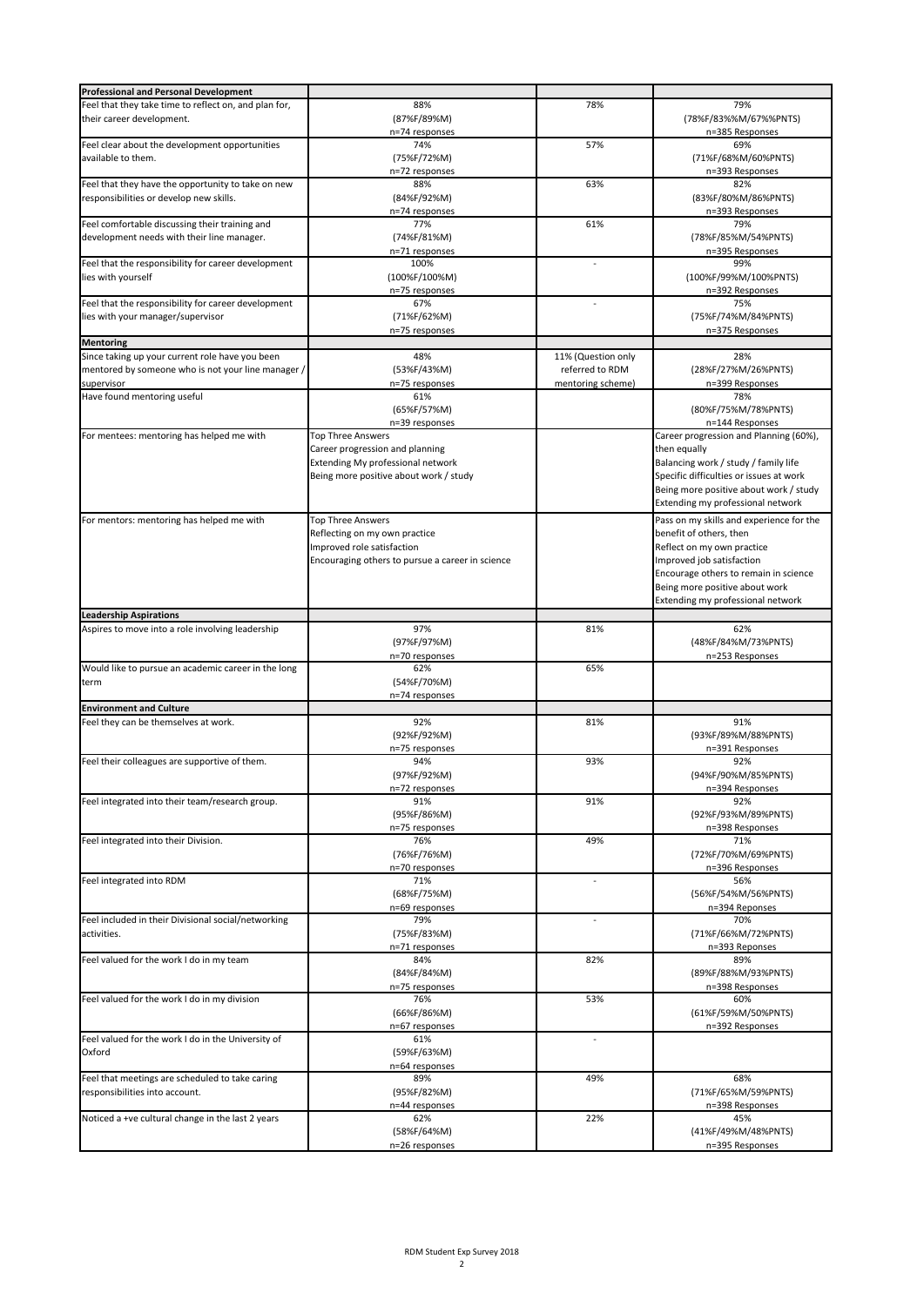| Professional and Personal Development | | | |
|---|---|---|---|
| Feel that they take time to reflect on, and plan for, their career development. | 88% (87%F/89%M) n=74 responses | 78% | 79% (78%F/83%%M/67%%PNTS) n=385 Responses |
| Feel clear about the development opportunities available to them. | 74% (75%F/72%M) n=72 responses | 57% | 69% (71%F/68%M/60%PNTS) n=393 Responses |
| Feel that they have the opportunity to take on new responsibilities or develop new skills. | 88% (84%F/92%M) n=74 responses | 63% | 82% (83%F/80%M/86%PNTS) n=393 Responses |
| Feel comfortable discussing their training and development needs with their line manager. | 77% (74%F/81%M) n=71 responses | 61% | 79% (78%F/85%M/54%PNTS) n=395 Responses |
| Feel that the responsibility for career development lies with yourself | 100% (100%F/100%M) n=75 responses | - | 99% (100%F/99%M/100%PNTS) n=392 Responses |
| Feel that the responsibility for career development lies with your manager/supervisor | 67% (71%F/62%M) n=75 responses | - | 75% (75%F/74%M/84%PNTS) n=375 Responses |
| **Mentoring** | | | |
| Since taking up your current role have you been mentored by someone who is not your line manager / supervisor | 48% (53%F/43%M) n=75 responses | 11% (Question only referred to RDM mentoring scheme) | 28% (28%F/27%M/26%PNTS) n=399 Responses |
| Have found mentoring useful | 61% (65%F/57%M) n=39 responses | | 78% (80%F/75%M/78%PNTS) n=144 Responses |
| For mentees: mentoring has helped me with | Top Three Answers<br>Career progression and planning<br>Extending My professional network<br>Being more positive about work / study | | Career progression and Planning (60%), then equally<br>Balancing work / study / family life<br>Specific difficulties or issues at work<br>Being more positive about work / study<br>Extending my professional network |
| For mentors: mentoring has helped me with | Top Three Answers<br>Reflecting on my own practice<br>Improved role satisfaction<br>Encouraging others to pursue a career in science | | Pass on my skills and experience for the benefit of others, then<br>Reflect on my own practice<br>Improved job satisfaction<br>Encourage others to remain in science<br>Being more positive about work<br>Extending my professional network |
| **Leadership Aspirations** | | | |
| Aspires to move into a role involving leadership | 97% (97%F/97%M) n=70 responses | 81% | 62% (48%F/84%M/73%PNTS) n=253 Responses |
| Would like to pursue an academic career in the long term | 62% (54%F/70%M) n=74 responses | 65% | |
| **Environment and Culture** | | | |
| Feel they can be themselves at work. | 92% (92%F/92%M) n=75 responses | 81% | 91% (93%F/89%M/88%PNTS) n=391 Responses |
| Feel their colleagues are supportive of them. | 94% (97%F/92%M) n=72 responses | 93% | 92% (94%F/90%M/85%PNTS) n=394 Responses |
| Feel integrated into their team/research group. | 91% (95%F/86%M) n=75 responses | 91% | 92% (92%F/93%M/89%PNTS) n=398 Responses |
| Feel integrated into their Division. | 76% (76%F/76%M) n=70 responses | 49% | 71% (72%F/70%M/69%PNTS) n=396 Responses |
| Feel integrated into RDM | 71% (68%F/75%M) n=69 responses | - | 56% (56%F/54%M/56%PNTS) n=394 Reponses |
| Feel included in their Divisional social/networking activities. | 79% (75%F/83%M) n=71 responses | - | 70% (71%F/66%M/72%PNTS) n=393 Reponses |
| Feel valued for the work I do in my team | 84% (84%F/84%M) n=75 responses | 82% | 89% (89%F/88%M/93%PNTS) n=398 Responses |
| Feel valued for the work I do in my division | 76% (66%F/86%M) n=67 responses | 53% | 60% (61%F/59%M/50%PNTS) n=392 Responses |
| Feel valued for the work I do in the University of Oxford | 61% (59%F/63%M) n=64 responses | - | |
| Feel that meetings are scheduled to take caring responsibilities into account. | 89% (95%F/82%M) n=44 responses | 49% | 68% (71%F/65%M/59%PNTS) n=398 Responses |
| Noticed a +ve cultural change in the last 2 years | 62% (58%F/64%M) n=26 responses | 22% | 45% (41%F/49%M/48%PNTS) n=395 Responses |

RDM Student Exp Survey 2018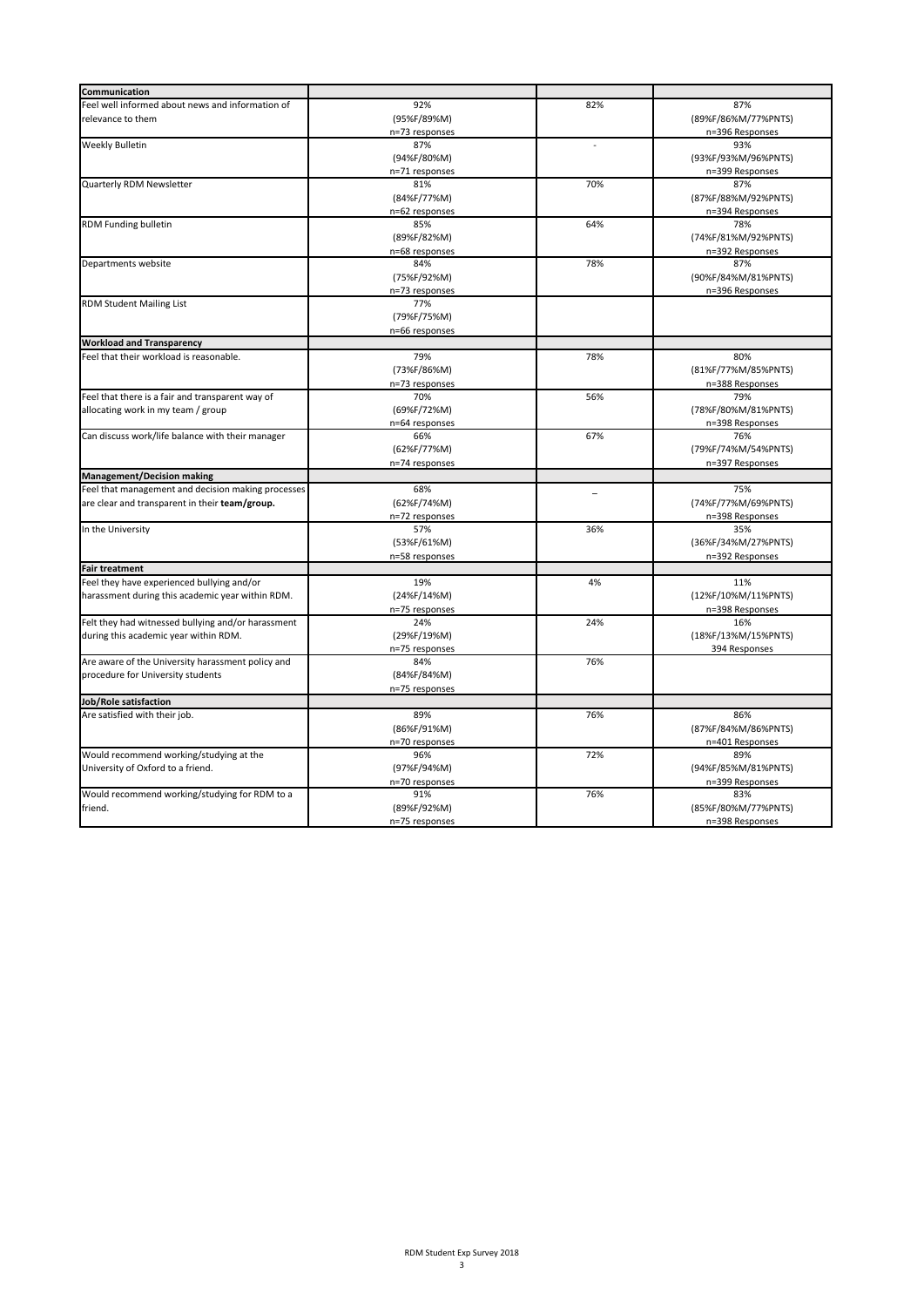| | | | |
|---|---|---|---|
| **Communication** | | | |
| Feel well informed about news and information of relevance to them | 92% (95%F/89%M) n=73 responses | 82% | 87% (89%F/86%M/77%PNTS) n=396 Responses |
| Weekly Bulletin | 87% (94%F/80%M) n=71 responses | - | 93% (93%F/93%M/96%PNTS) n=399 Responses |
| Quarterly RDM Newsletter | 81% (84%F/77%M) n=62 responses | 70% | 87% (87%F/88%M/92%PNTS) n=394 Responses |
| RDM Funding bulletin | 85% (89%F/82%M) n=68 responses | 64% | 78% (74%F/81%M/92%PNTS) n=392 Responses |
| Departments website | 84% (75%F/92%M) n=73 responses | 78% | 87% (90%F/84%M/81%PNTS) n=396 Responses |
| RDM Student Mailing List | 77% (79%F/75%M) n=66 responses | | |
| **Workload and Transparency** | | | |
| Feel that their workload is reasonable. | 79% (73%F/86%M) n=73 responses | 78% | 80% (81%F/77%M/85%PNTS) n=388 Responses |
| Feel that there is a fair and transparent way of allocating work in my team / group | 70% (69%F/72%M) n=64 responses | 56% | 79% (78%F/80%M/81%PNTS) n=398 Responses |
| Can discuss work/life balance with their manager | 66% (62%F/77%M) n=74 responses | 67% | 76% (79%F/74%M/54%PNTS) n=397 Responses |
| **Management/Decision making** | | | |
| Feel that management and decision making processes are clear and transparent in their **team/group.** | 68% (62%F/74%M) n=72 responses | _ | 75% (74%F/77%M/69%PNTS) n=398 Responses |
| In the University | 57% (53%F/61%M) n=58 responses | 36% | 35% (36%F/34%M/27%PNTS) n=392 Responses |
| **Fair treatment** | | | |
| Feel they have experienced bullying and/or harassment during this academic year within RDM. | 19% (24%F/14%M) n=75 responses | 4% | 11% (12%F/10%M/11%PNTS) n=398 Responses |
| Felt they had witnessed bullying and/or harassment during this academic year within RDM. | 24% (29%F/19%M) n=75 responses | 24% | 16% (18%F/13%M/15%PNTS) 394 Responses |
| Are aware of the University harassment policy and procedure for University students | 84% (84%F/84%M) n=75 responses | 76% | |
| **Job/Role satisfaction** | | | |
| Are satisfied with their job. | 89% (86%F/91%M) n=70 responses | 76% | 86% (87%F/84%M/86%PNTS) n=401 Responses |
| Would recommend working/studying at the University of Oxford to a friend. | 96% (97%F/94%M) n=70 responses | 72% | 89% (94%F/85%M/81%PNTS) n=399 Responses |
| Would recommend working/studying for RDM to a friend. | 91% (89%F/92%M) n=75 responses | 76% | 83% (85%F/80%M/77%PNTS) n=398 Responses |

RDM Student Exp Survey 2018